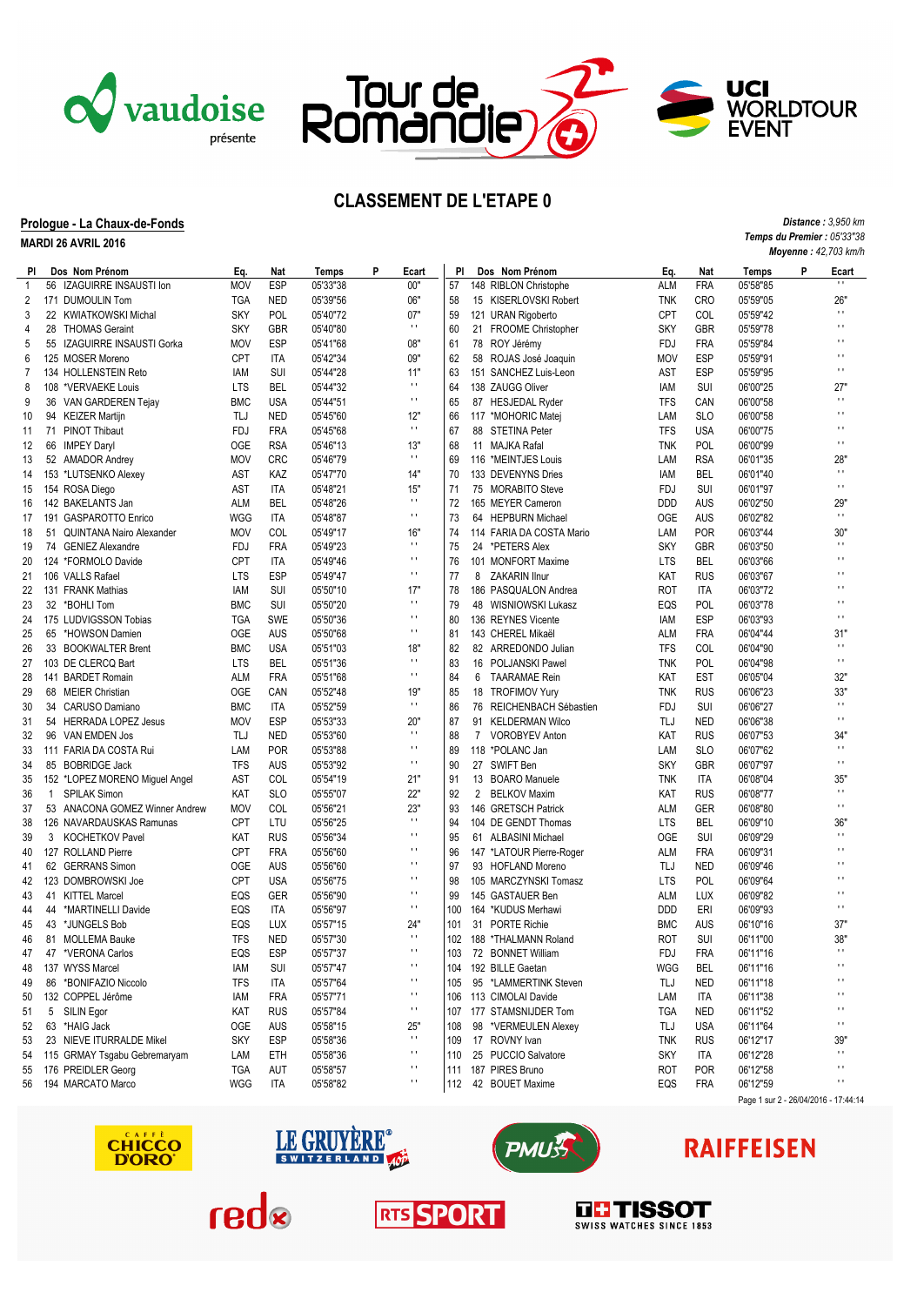# CLASSEMENT DE L'ETAPE 0

**Prologue - La Chaux-de-Fonds**

**MARDI 26 AVRIL 2016**

*Distance : 3,950 km*
*Temps du Premier : 05'33"38*
*Moyenne : 42,703 km/h*

| Pl | Dos | Nom Prénom | Eq. | Nat | Temps | P | Ecart |
|---|---|---|---|---|---|---|---|
| 1 | 56 | IZAGUIRRE INSAUSTI Ion | MOV | ESP | 05'33"38 | | 00" |
| 2 | 171 | DUMOULIN Tom | TGA | NED | 05'39"56 | | 06" |
| 3 | 22 | KWIATKOWSKI Michal | SKY | POL | 05'40"72 | | 07" |
| 4 | 28 | THOMAS Geraint | SKY | GBR | 05'40"80 | | ' ' |
| 5 | 55 | IZAGUIRRE INSAUSTI Gorka | MOV | ESP | 05'41"68 | | 08" |
| 6 | 125 | MOSER Moreno | CPT | ITA | 05'42"34 | | 09" |
| 7 | 134 | HOLLENSTEIN Reto | IAM | SUI | 05'44"28 | | 11" |
| 8 | 108 | *VERVAEKE Louis | LTS | BEL | 05'44"32 | | ' ' |
| 9 | 36 | VAN GARDEREN Tejay | BMC | USA | 05'44"51 | | ' ' |
| 10 | 94 | KEIZER Martijn | TLJ | NED | 05'45"60 | | 12" |
| 11 | 71 | PINOT Thibaut | FDJ | FRA | 05'45"68 | | ' ' |
| 12 | 66 | IMPEY Daryl | OGE | RSA | 05'46"13 | | 13" |
| 13 | 52 | AMADOR Andrey | MOV | CRC | 05'46"79 | | ' ' |
| 14 | 153 | *LUTSENKO Alexey | AST | KAZ | 05'47"70 | | 14" |
| 15 | 154 | ROSA Diego | AST | ITA | 05'48"21 | | 15" |
| 16 | 142 | BAKELANTS Jan | ALM | BEL | 05'48"26 | | ' ' |
| 17 | 191 | GASPAROTTO Enrico | WGG | ITA | 05'48"87 | | ' ' |
| 18 | 51 | QUINTANA Nairo Alexander | MOV | COL | 05'49"17 | | 16" |
| 19 | 74 | GENIEZ Alexandre | FDJ | FRA | 05'49"23 | | ' ' |
| 20 | 124 | *FORMOLO Davide | CPT | ITA | 05'49"46 | | ' ' |
| 21 | 106 | VALLS Rafael | LTS | ESP | 05'49"47 | | ' ' |
| 22 | 131 | FRANK Mathias | IAM | SUI | 05'50"10 | | 17" |
| 23 | 32 | *BOHLI Tom | BMC | SUI | 05'50"20 | | ' ' |
| 24 | 175 | LUDVIGSSON Tobias | TGA | SWE | 05'50"36 | | ' ' |
| 25 | 65 | *HOWSON Damien | OGE | AUS | 05'50"68 | | ' ' |
| 26 | 33 | BOOKWALTER Brent | BMC | USA | 05'51"03 | | 18" |
| 27 | 103 | DE CLERCQ Bart | LTS | BEL | 05'51"36 | | ' ' |
| 28 | 141 | BARDET Romain | ALM | FRA | 05'51"68 | | ' ' |
| 29 | 68 | MEIER Christian | OGE | CAN | 05'52"48 | | 19" |
| 30 | 34 | CARUSO Damiano | BMC | ITA | 05'52"59 | | ' ' |
| 31 | 54 | HERRADA LOPEZ Jesus | MOV | ESP | 05'53"33 | | 20" |
| 32 | 96 | VAN EMDEN Jos | TLJ | NED | 05'53"60 | | ' ' |
| 33 | 111 | FARIA DA COSTA Rui | LAM | POR | 05'53"88 | | ' ' |
| 34 | 85 | BOBRIDGE Jack | TFS | AUS | 05'53"92 | | ' ' |
| 35 | 152 | *LOPEZ MORENO Miguel Angel | AST | COL | 05'54"19 | | 21" |
| 36 | 1 | SPILAK Simon | KAT | SLO | 05'55"07 | | 22" |
| 37 | 53 | ANACONA GOMEZ Winner Andrew | MOV | COL | 05'56"21 | | 23" |
| 38 | 126 | NAVARDAUSKAS Ramunas | CPT | LTU | 05'56"25 | | ' ' |
| 39 | 3 | KOCHETKOV Pavel | KAT | RUS | 05'56"34 | | ' ' |
| 40 | 127 | ROLLAND Pierre | CPT | FRA | 05'56"60 | | ' ' |
| 41 | 62 | GERRANS Simon | OGE | AUS | 05'56"60 | | ' ' |
| 42 | 123 | DOMBROWSKI Joe | CPT | USA | 05'56"75 | | ' ' |
| 43 | 41 | KITTEL Marcel | EQS | GER | 05'56"90 | | ' ' |
| 44 | 44 | *MARTINELLI Davide | EQS | ITA | 05'56"97 | | ' ' |
| 45 | 43 | *JUNGELS Bob | EQS | LUX | 05'57"15 | | 24" |
| 46 | 81 | MOLLEMA Bauke | TFS | NED | 05'57"30 | | ' ' |
| 47 | 47 | *VERONA Carlos | EQS | ESP | 05'57"37 | | ' ' |
| 48 | 137 | WYSS Marcel | IAM | SUI | 05'57"47 | | ' ' |
| 49 | 86 | *BONIFAZIO Niccolo | TFS | ITA | 05'57"64 | | ' ' |
| 50 | 132 | COPPEL Jérôme | IAM | FRA | 05'57"71 | | ' ' |
| 51 | 5 | SILIN Egor | KAT | RUS | 05'57"84 | | ' ' |
| 52 | 63 | *HAIG Jack | OGE | AUS | 05'58"15 | | 25" |
| 53 | 23 | NIEVE ITURRALDE Mikel | SKY | ESP | 05'58"36 | | ' ' |
| 54 | 115 | GRMAY Tsgabu Gebremaryam | LAM | ETH | 05'58"36 | | ' ' |
| 55 | 176 | PREIDLER Georg | TGA | AUT | 05'58"57 | | ' ' |
| 56 | 194 | MARCATO Marco | WGG | ITA | 05'58"82 | | ' ' |
| 57 | 148 | RIBLON Christophe | ALM | FRA | 05'58"85 | | ' ' |
| 58 | 15 | KISERLOVSKI Robert | TNK | CRO | 05'59"05 | | 26" |
| 59 | 121 | URAN Rigoberto | CPT | COL | 05'59"42 | | ' ' |
| 60 | 21 | FROOME Christopher | SKY | GBR | 05'59"78 | | ' ' |
| 61 | 78 | ROY Jérémy | FDJ | FRA | 05'59"84 | | ' ' |
| 62 | 58 | ROJAS José Joaquin | MOV | ESP | 05'59"91 | | ' ' |
| 63 | 151 | SANCHEZ Luis-Leon | AST | ESP | 05'59"95 | | ' ' |
| 64 | 138 | ZAUGG Oliver | IAM | SUI | 06'00"25 | | 27" |
| 65 | 87 | HESJEDAL Ryder | TFS | CAN | 06'00"58 | | ' ' |
| 66 | 117 | *MOHORIC Matej | LAM | SLO | 06'00"58 | | ' ' |
| 67 | 88 | STETINA Peter | TFS | USA | 06'00"75 | | ' ' |
| 68 | 11 | MAJKA Rafal | TNK | POL | 06'00"99 | | ' ' |
| 69 | 116 | *MEINTJES Louis | LAM | RSA | 06'01"35 | | 28" |
| 70 | 133 | DEVENYNS Dries | IAM | BEL | 06'01"40 | | ' ' |
| 71 | 75 | MORABITO Steve | FDJ | SUI | 06'01"97 | | ' ' |
| 72 | 165 | MEYER Cameron | DDD | AUS | 06'02"50 | | 29" |
| 73 | 64 | HEPBURN Michael | OGE | AUS | 06'02"82 | | ' ' |
| 74 | 114 | FARIA DA COSTA Mario | LAM | POR | 06'03"44 | | 30" |
| 75 | 24 | *PETERS Alex | SKY | GBR | 06'03"50 | | ' ' |
| 76 | 101 | MONFORT Maxime | LTS | BEL | 06'03"66 | | ' ' |
| 77 | 8 | ZAKARIN Ilnur | KAT | RUS | 06'03"67 | | ' ' |
| 78 | 186 | PASQUALON Andrea | ROT | ITA | 06'03"72 | | ' ' |
| 79 | 48 | WISNIOWSKI Lukasz | EQS | POL | 06'03"78 | | ' ' |
| 80 | 136 | REYNES Vicente | IAM | ESP | 06'03"93 | | ' ' |
| 81 | 143 | CHEREL Mikaël | ALM | FRA | 06'04"44 | | 31" |
| 82 | 82 | ARREDONDO Julian | TFS | COL | 06'04"90 | | ' ' |
| 83 | 16 | POLJANSKI Pawel | TNK | POL | 06'04"98 | | ' ' |
| 84 | 6 | TAARAMAE Rein | KAT | EST | 06'05"04 | | 32" |
| 85 | 18 | TROFIMOV Yury | TNK | RUS | 06'06"23 | | 33" |
| 86 | 76 | REICHENBACH Sébastien | FDJ | SUI | 06'06"27 | | ' ' |
| 87 | 91 | KELDERMAN Wilco | TLJ | NED | 06'06"38 | | ' ' |
| 88 | 7 | VOROBYEV Anton | KAT | RUS | 06'07"53 | | 34" |
| 89 | 118 | *POLANC Jan | LAM | SLO | 06'07"62 | | ' ' |
| 90 | 27 | SWIFT Ben | SKY | GBR | 06'07"97 | | ' ' |
| 91 | 13 | BOARO Manuele | TNK | ITA | 06'08"04 | | 35" |
| 92 | 2 | BELKOV Maxim | KAT | RUS | 06'08"77 | | ' ' |
| 93 | 146 | GRETSCH Patrick | ALM | GER | 06'08"80 | | ' ' |
| 94 | 104 | DE GENDT Thomas | LTS | BEL | 06'09"10 | | 36" |
| 95 | 61 | ALBASINI Michael | OGE | SUI | 06'09"29 | | ' ' |
| 96 | 147 | *LATOUR Pierre-Roger | ALM | FRA | 06'09"31 | | ' ' |
| 97 | 93 | HOFLAND Moreno | TLJ | NED | 06'09"46 | | ' ' |
| 98 | 105 | MARCZYNSKI Tomasz | LTS | POL | 06'09"64 | | ' ' |
| 99 | 145 | GASTAUER Ben | ALM | LUX | 06'09"82 | | ' ' |
| 100 | 164 | *KUDUS Merhawi | DDD | ERI | 06'09"93 | | ' ' |
| 101 | 31 | PORTE Richie | BMC | AUS | 06'10"16 | | 37" |
| 102 | 188 | *THALMANN Roland | ROT | SUI | 06'11"00 | | 38" |
| 103 | 72 | BONNET William | FDJ | FRA | 06'11"16 | | ' ' |
| 104 | 192 | BILLE Gaetan | WGG | BEL | 06'11"16 | | ' ' |
| 105 | 95 | *LAMMERTINK Steven | TLJ | NED | 06'11"18 | | ' ' |
| 106 | 113 | CIMOLAI Davide | LAM | ITA | 06'11"38 | | ' ' |
| 107 | 177 | STAMSNIJDER Tom | TGA | NED | 06'11"52 | | ' ' |
| 108 | 98 | *VERMEULEN Alexey | TLJ | USA | 06'11"64 | | ' ' |
| 109 | 17 | ROVNY Ivan | TNK | RUS | 06'12"17 | | 39" |
| 110 | 25 | PUCCIO Salvatore | SKY | ITA | 06'12"28 | | ' ' |
| 111 | 187 | PIRES Bruno | ROT | POR | 06'12"58 | | ' ' |
| 112 | 42 | BOUET Maxime | EQS | FRA | 06'12"59 | | ' ' |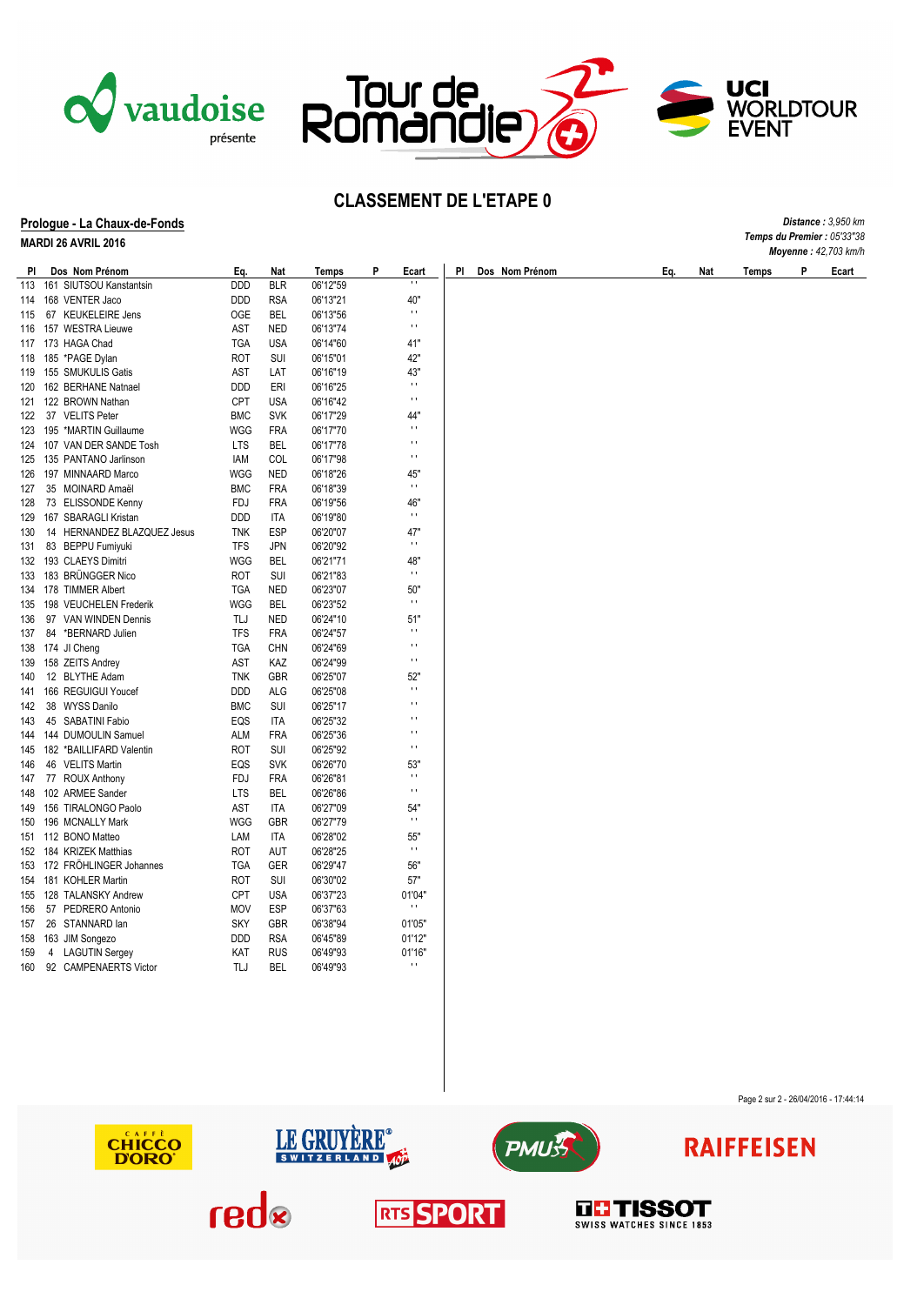## CLASSEMENT DE L'ETAPE 0

**Prologue - La Chaux-de-Fonds**

**MARDI 26 AVRIL 2016**

***Distance :*** *3,950 km*
***Temps du Premier :*** *05'33"38*
***Moyenne :*** *42,703 km/h*

| Pl | Dos | Nom Prénom | Eq. | Nat | Temps | P | Ecart |
|---|---|---|---|---|---|---|---|
| 113 | 161 | SIUTSOU Kanstantsin | DDD | BLR | 06'12"59 | | ' ' |
| 114 | 168 | VENTER Jaco | DDD | RSA | 06'13"21 | | 40" |
| 115 | 67 | KEUKELEIRE Jens | OGE | BEL | 06'13"56 | | ' ' |
| 116 | 157 | WESTRA Lieuwe | AST | NED | 06'13"74 | | ' ' |
| 117 | 173 | HAGA Chad | TGA | USA | 06'14"60 | | 41" |
| 118 | 185 | *PAGE Dylan | ROT | SUI | 06'15"01 | | 42" |
| 119 | 155 | SMUKULIS Gatis | AST | LAT | 06'16"19 | | 43" |
| 120 | 162 | BERHANE Natnael | DDD | ERI | 06'16"25 | | ' ' |
| 121 | 122 | BROWN Nathan | CPT | USA | 06'16"42 | | ' ' |
| 122 | 37 | VELITS Peter | BMC | SVK | 06'17"29 | | 44" |
| 123 | 195 | *MARTIN Guillaume | WGG | FRA | 06'17"70 | | ' ' |
| 124 | 107 | VAN DER SANDE Tosh | LTS | BEL | 06'17"78 | | ' ' |
| 125 | 135 | PANTANO Jarlinson | IAM | COL | 06'17"98 | | ' ' |
| 126 | 197 | MINNAARD Marco | WGG | NED | 06'18"26 | | 45" |
| 127 | 35 | MOINARD Amaël | BMC | FRA | 06'18"39 | | ' ' |
| 128 | 73 | ELISSONDE Kenny | FDJ | FRA | 06'19"56 | | 46" |
| 129 | 167 | SBARAGLI Kristan | DDD | ITA | 06'19"80 | | ' ' |
| 130 | 14 | HERNANDEZ BLAZQUEZ Jesus | TNK | ESP | 06'20"07 | | 47" |
| 131 | 83 | BEPPU Fumiyuki | TFS | JPN | 06'20"92 | | ' ' |
| 132 | 193 | CLAEYS Dimitri | WGG | BEL | 06'21"71 | | 48" |
| 133 | 183 | BRÜNGGER Nico | ROT | SUI | 06'21"83 | | ' ' |
| 134 | 178 | TIMMER Albert | TGA | NED | 06'23"07 | | 50" |
| 135 | 198 | VEUCHELEN Frederik | WGG | BEL | 06'23"52 | | ' ' |
| 136 | 97 | VAN WINDEN Dennis | TLJ | NED | 06'24"10 | | 51" |
| 137 | 84 | *BERNARD Julien | TFS | FRA | 06'24"57 | | ' ' |
| 138 | 174 | JI Cheng | TGA | CHN | 06'24"69 | | ' ' |
| 139 | 158 | ZEITS Andrey | AST | KAZ | 06'24"99 | | ' ' |
| 140 | 12 | BLYTHE Adam | TNK | GBR | 06'25"07 | | 52" |
| 141 | 166 | REGUIGUI Youcef | DDD | ALG | 06'25"08 | | ' ' |
| 142 | 38 | WYSS Danilo | BMC | SUI | 06'25"17 | | ' ' |
| 143 | 45 | SABATINI Fabio | EQS | ITA | 06'25"32 | | ' ' |
| 144 | 144 | DUMOULIN Samuel | ALM | FRA | 06'25"36 | | ' ' |
| 145 | 182 | *BAILLIFARD Valentin | ROT | SUI | 06'25"92 | | ' ' |
| 146 | 46 | VELITS Martin | EQS | SVK | 06'26"70 | | 53" |
| 147 | 77 | ROUX Anthony | FDJ | FRA | 06'26"81 | | ' ' |
| 148 | 102 | ARMEE Sander | LTS | BEL | 06'26"86 | | ' ' |
| 149 | 156 | TIRALONGO Paolo | AST | ITA | 06'27"09 | | 54" |
| 150 | 196 | MCNALLY Mark | WGG | GBR | 06'27"79 | | ' ' |
| 151 | 112 | BONO Matteo | LAM | ITA | 06'28"02 | | 55" |
| 152 | 184 | KRIZEK Matthias | ROT | AUT | 06'28"25 | | ' ' |
| 153 | 172 | FRÖHLINGER Johannes | TGA | GER | 06'29"47 | | 56" |
| 154 | 181 | KOHLER Martin | ROT | SUI | 06'30"02 | | 57" |
| 155 | 128 | TALANSKY Andrew | CPT | USA | 06'37"23 | | 01'04" |
| 156 | 57 | PEDRERO Antonio | MOV | ESP | 06'37"63 | | ' ' |
| 157 | 26 | STANNARD Ian | SKY | GBR | 06'38"94 | | 01'05" |
| 158 | 163 | JIM Songezo | DDD | RSA | 06'45"89 | | 01'12" |
| 159 | 4 | LAGUTIN Sergey | KAT | RUS | 06'49"93 | | 01'16" |
| 160 | 92 | CAMPENAERTS Victor | TLJ | BEL | 06'49"93 | | ' ' |

26/04/2016 - 17:44:14